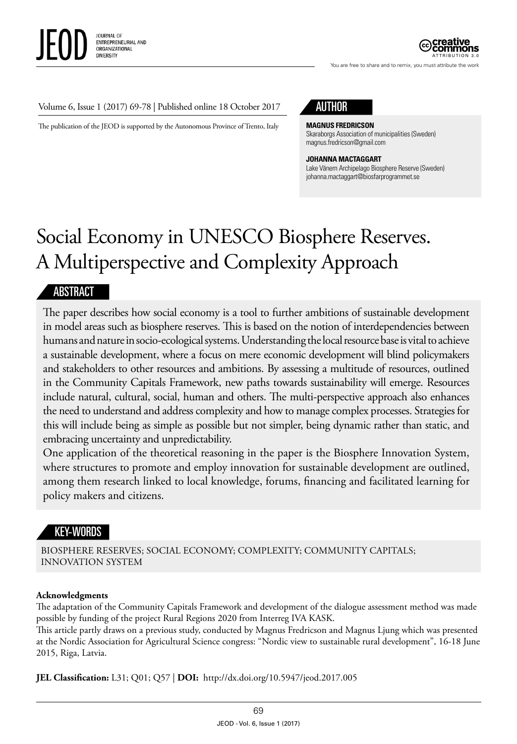Volume 6, Issue 1 (2017) 69-78 | Published online 18 October 2017

The publication of the JEOD is supported by the Autonomous Province of Trento, Italy

## AUTHOR

**MAGNUS FREDRICSON**
Skaraborgs Association of municipalities (Sweden)
magnus.fredricson@gmail.com

**JOHANNA MACTAGGART**
Lake Vänern Archipelago Biosphere Reserve (Sweden)
johanna.mactaggart@biosfarprogrammet.se

# Social Economy in UNESCO Biosphere Reserves. A Multiperspective and Complexity Approach

## ABSTRACT

The paper describes how social economy is a tool to further ambitions of sustainable development in model areas such as biosphere reserves. This is based on the notion of interdependencies between humans and nature in socio-ecological systems. Understanding the local resource base is vital to achieve a sustainable development, where a focus on mere economic development will blind policymakers and stakeholders to other resources and ambitions. By assessing a multitude of resources, outlined in the Community Capitals Framework, new paths towards sustainability will emerge. Resources include natural, cultural, social, human and others. The multi-perspective approach also enhances the need to understand and address complexity and how to manage complex processes. Strategies for this will include being as simple as possible but not simpler, being dynamic rather than static, and embracing uncertainty and unpredictability.

One application of the theoretical reasoning in the paper is the Biosphere Innovation System, where structures to promote and employ innovation for sustainable development are outlined, among them research linked to local knowledge, forums, financing and facilitated learning for policy makers and citizens.

## KEY-WORDS

BIOSPHERE RESERVES; SOCIAL ECONOMY; COMPLEXITY; COMMUNITY CAPITALS; INNOVATION SYSTEM

**Acknowledgments**

The adaptation of the Community Capitals Framework and development of the dialogue assessment method was made possible by funding of the project Rural Regions 2020 from Interreg IVA KASK.

This article partly draws on a previous study, conducted by Magnus Fredricson and Magnus Ljung which was presented at the Nordic Association for Agricultural Science congress: "Nordic view to sustainable rural development", 16-18 June 2015, Riga, Latvia.

**JEL Classification:** L31; Q01; Q57 | **DOI:** http://dx.doi.org/10.5947/jeod.2017.005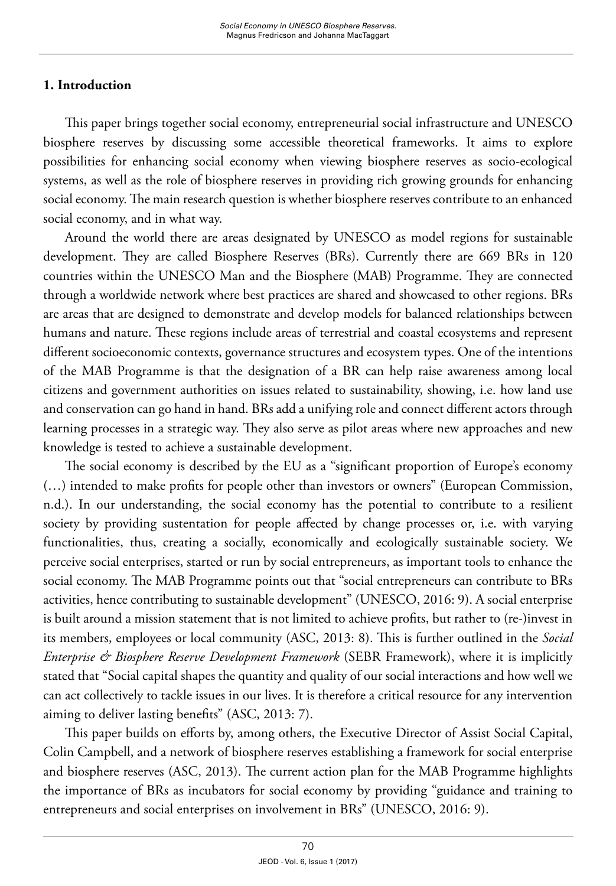## 1. Introduction

This paper brings together social economy, entrepreneurial social infrastructure and UNESCO biosphere reserves by discussing some accessible theoretical frameworks. It aims to explore possibilities for enhancing social economy when viewing biosphere reserves as socio-ecological systems, as well as the role of biosphere reserves in providing rich growing grounds for enhancing social economy. The main research question is whether biosphere reserves contribute to an enhanced social economy, and in what way.

Around the world there are areas designated by UNESCO as model regions for sustainable development. They are called Biosphere Reserves (BRs). Currently there are 669 BRs in 120 countries within the UNESCO Man and the Biosphere (MAB) Programme. They are connected through a worldwide network where best practices are shared and showcased to other regions. BRs are areas that are designed to demonstrate and develop models for balanced relationships between humans and nature. These regions include areas of terrestrial and coastal ecosystems and represent different socioeconomic contexts, governance structures and ecosystem types. One of the intentions of the MAB Programme is that the designation of a BR can help raise awareness among local citizens and government authorities on issues related to sustainability, showing, i.e. how land use and conservation can go hand in hand. BRs add a unifying role and connect different actors through learning processes in a strategic way. They also serve as pilot areas where new approaches and new knowledge is tested to achieve a sustainable development.

The social economy is described by the EU as a "significant proportion of Europe's economy (…) intended to make profits for people other than investors or owners" (European Commission, n.d.). In our understanding, the social economy has the potential to contribute to a resilient society by providing sustentation for people affected by change processes or, i.e. with varying functionalities, thus, creating a socially, economically and ecologically sustainable society. We perceive social enterprises, started or run by social entrepreneurs, as important tools to enhance the social economy. The MAB Programme points out that "social entrepreneurs can contribute to BRs activities, hence contributing to sustainable development" (UNESCO, 2016: 9). A social enterprise is built around a mission statement that is not limited to achieve profits, but rather to (re-)invest in its members, employees or local community (ASC, 2013: 8). This is further outlined in the *Social Enterprise & Biosphere Reserve Development Framework* (SEBR Framework), where it is implicitly stated that "Social capital shapes the quantity and quality of our social interactions and how well we can act collectively to tackle issues in our lives. It is therefore a critical resource for any intervention aiming to deliver lasting benefits" (ASC, 2013: 7).

This paper builds on efforts by, among others, the Executive Director of Assist Social Capital, Colin Campbell, and a network of biosphere reserves establishing a framework for social enterprise and biosphere reserves (ASC, 2013). The current action plan for the MAB Programme highlights the importance of BRs as incubators for social economy by providing "guidance and training to entrepreneurs and social enterprises on involvement in BRs" (UNESCO, 2016: 9).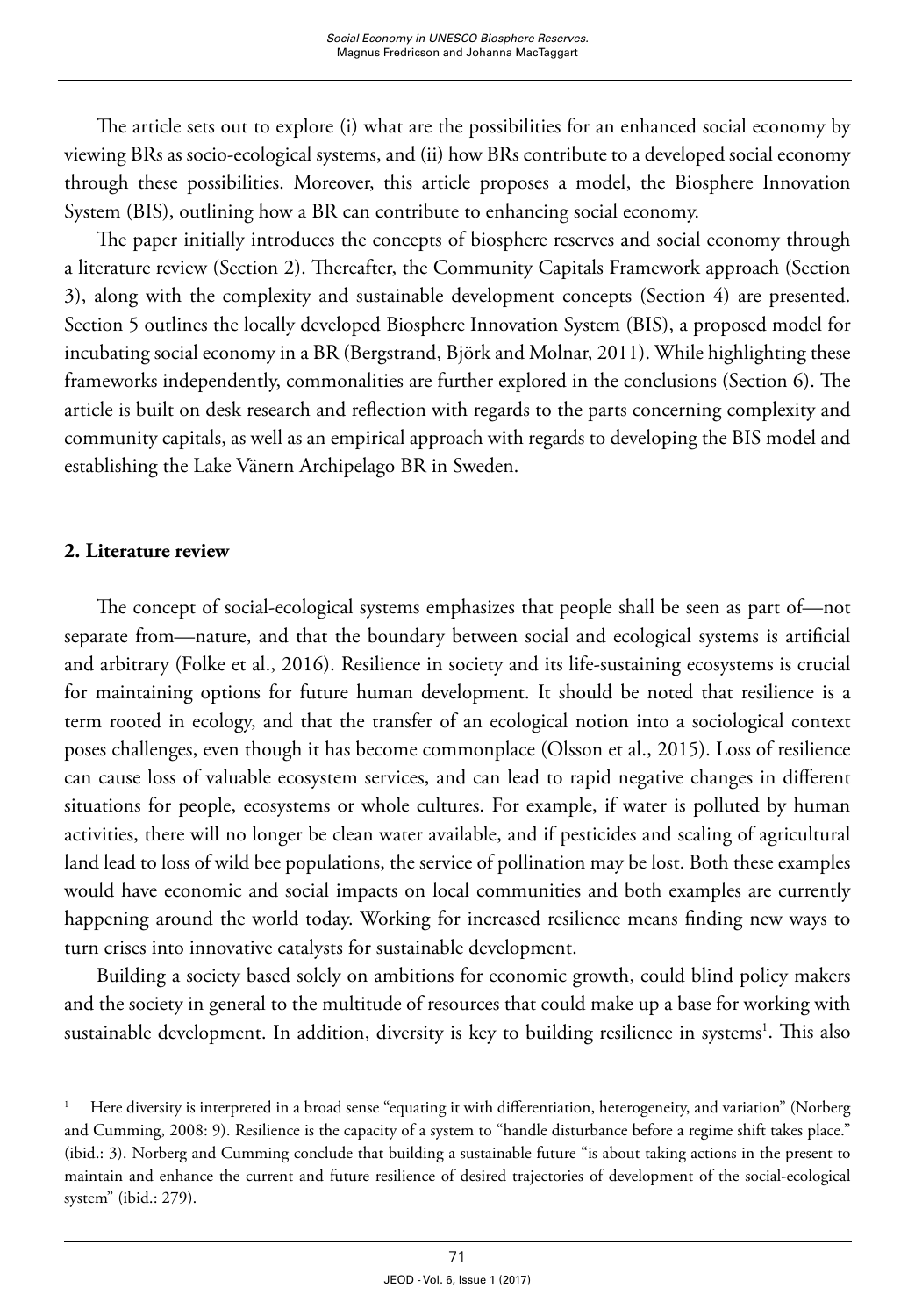The article sets out to explore (i) what are the possibilities for an enhanced social economy by viewing BRs as socio-ecological systems, and (ii) how BRs contribute to a developed social economy through these possibilities. Moreover, this article proposes a model, the Biosphere Innovation System (BIS), outlining how a BR can contribute to enhancing social economy.

The paper initially introduces the concepts of biosphere reserves and social economy through a literature review (Section 2). Thereafter, the Community Capitals Framework approach (Section 3), along with the complexity and sustainable development concepts (Section 4) are presented. Section 5 outlines the locally developed Biosphere Innovation System (BIS), a proposed model for incubating social economy in a BR (Bergstrand, Björk and Molnar, 2011). While highlighting these frameworks independently, commonalities are further explored in the conclusions (Section 6). The article is built on desk research and reflection with regards to the parts concerning complexity and community capitals, as well as an empirical approach with regards to developing the BIS model and establishing the Lake Vänern Archipelago BR in Sweden.

## 2. Literature review

The concept of social-ecological systems emphasizes that people shall be seen as part of—not separate from—nature, and that the boundary between social and ecological systems is artificial and arbitrary (Folke et al., 2016). Resilience in society and its life-sustaining ecosystems is crucial for maintaining options for future human development. It should be noted that resilience is a term rooted in ecology, and that the transfer of an ecological notion into a sociological context poses challenges, even though it has become commonplace (Olsson et al., 2015). Loss of resilience can cause loss of valuable ecosystem services, and can lead to rapid negative changes in different situations for people, ecosystems or whole cultures. For example, if water is polluted by human activities, there will no longer be clean water available, and if pesticides and scaling of agricultural land lead to loss of wild bee populations, the service of pollination may be lost. Both these examples would have economic and social impacts on local communities and both examples are currently happening around the world today. Working for increased resilience means finding new ways to turn crises into innovative catalysts for sustainable development.

Building a society based solely on ambitions for economic growth, could blind policy makers and the society in general to the multitude of resources that could make up a base for working with sustainable development. In addition, diversity is key to building resilience in systems[1]. This also

[1] Here diversity is interpreted in a broad sense "equating it with differentiation, heterogeneity, and variation" (Norberg and Cumming, 2008: 9). Resilience is the capacity of a system to "handle disturbance before a regime shift takes place." (ibid.: 3). Norberg and Cumming conclude that building a sustainable future "is about taking actions in the present to maintain and enhance the current and future resilience of desired trajectories of development of the social-ecological system" (ibid.: 279).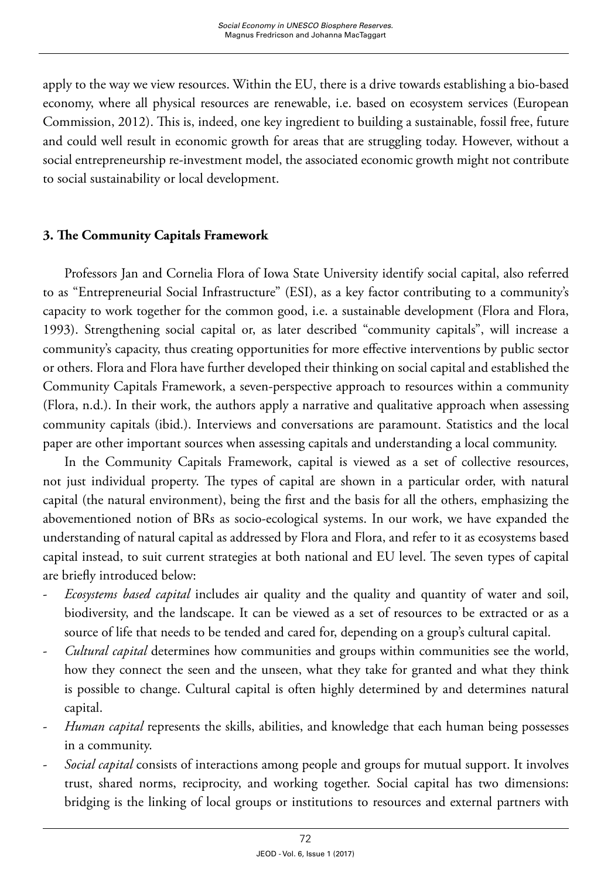apply to the way we view resources. Within the EU, there is a drive towards establishing a bio-based economy, where all physical resources are renewable, i.e. based on ecosystem services (European Commission, 2012). This is, indeed, one key ingredient to building a sustainable, fossil free, future and could well result in economic growth for areas that are struggling today. However, without a social entrepreneurship re-investment model, the associated economic growth might not contribute to social sustainability or local development.

## 3. The Community Capitals Framework

Professors Jan and Cornelia Flora of Iowa State University identify social capital, also referred to as "Entrepreneurial Social Infrastructure" (ESI), as a key factor contributing to a community's capacity to work together for the common good, i.e. a sustainable development (Flora and Flora, 1993). Strengthening social capital or, as later described "community capitals", will increase a community's capacity, thus creating opportunities for more effective interventions by public sector or others. Flora and Flora have further developed their thinking on social capital and established the Community Capitals Framework, a seven-perspective approach to resources within a community (Flora, n.d.). In their work, the authors apply a narrative and qualitative approach when assessing community capitals (ibid.). Interviews and conversations are paramount. Statistics and the local paper are other important sources when assessing capitals and understanding a local community.

In the Community Capitals Framework, capital is viewed as a set of collective resources, not just individual property. The types of capital are shown in a particular order, with natural capital (the natural environment), being the first and the basis for all the others, emphasizing the abovementioned notion of BRs as socio-ecological systems. In our work, we have expanded the understanding of natural capital as addressed by Flora and Flora, and refer to it as ecosystems based capital instead, to suit current strategies at both national and EU level. The seven types of capital are briefly introduced below:

- *Ecosystems based capital* includes air quality and the quality and quantity of water and soil, biodiversity, and the landscape. It can be viewed as a set of resources to be extracted or as a source of life that needs to be tended and cared for, depending on a group's cultural capital.
- *Cultural capital* determines how communities and groups within communities see the world, how they connect the seen and the unseen, what they take for granted and what they think is possible to change. Cultural capital is often highly determined by and determines natural capital.
- *Human capital* represents the skills, abilities, and knowledge that each human being possesses in a community.
- *Social capital* consists of interactions among people and groups for mutual support. It involves trust, shared norms, reciprocity, and working together. Social capital has two dimensions: bridging is the linking of local groups or institutions to resources and external partners with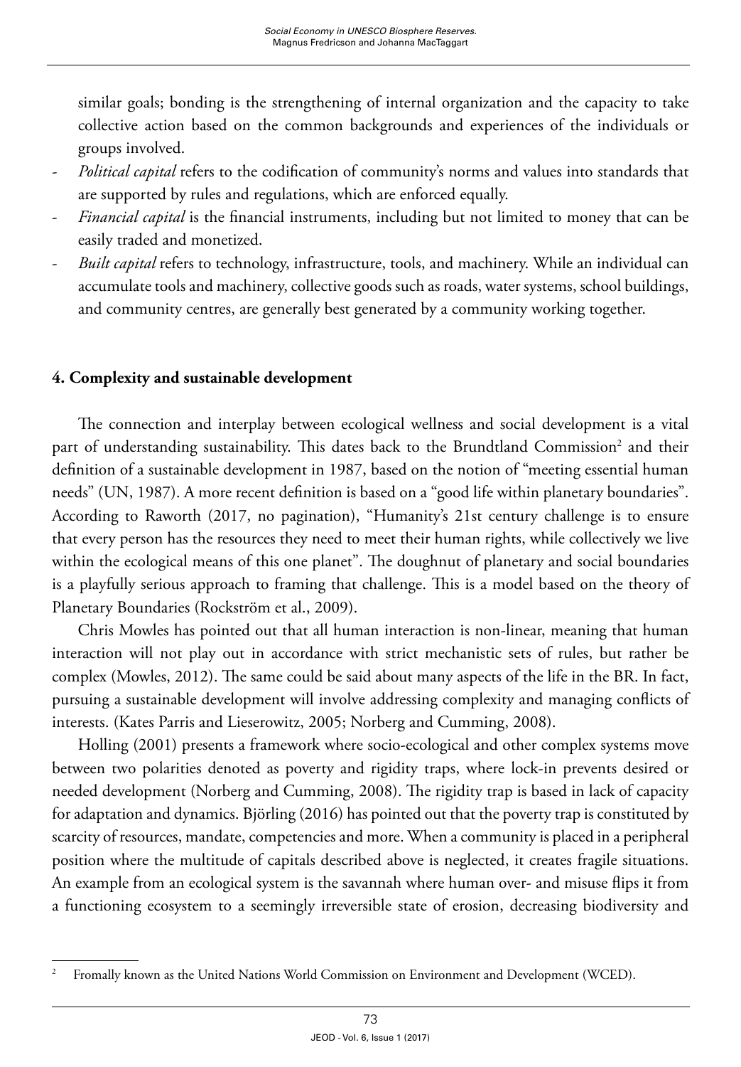similar goals; bonding is the strengthening of internal organization and the capacity to take collective action based on the common backgrounds and experiences of the individuals or groups involved.

- *Political capital* refers to the codification of community's norms and values into standards that are supported by rules and regulations, which are enforced equally.
- *Financial capital* is the financial instruments, including but not limited to money that can be easily traded and monetized.
- *Built capital* refers to technology, infrastructure, tools, and machinery. While an individual can accumulate tools and machinery, collective goods such as roads, water systems, school buildings, and community centres, are generally best generated by a community working together.

## 4. Complexity and sustainable development

The connection and interplay between ecological wellness and social development is a vital part of understanding sustainability. This dates back to the Brundtland Commission[2] and their definition of a sustainable development in 1987, based on the notion of "meeting essential human needs" (UN, 1987). A more recent definition is based on a "good life within planetary boundaries". According to Raworth (2017, no pagination), "Humanity's 21st century challenge is to ensure that every person has the resources they need to meet their human rights, while collectively we live within the ecological means of this one planet". The doughnut of planetary and social boundaries is a playfully serious approach to framing that challenge. This is a model based on the theory of Planetary Boundaries (Rockström et al., 2009).

Chris Mowles has pointed out that all human interaction is non-linear, meaning that human interaction will not play out in accordance with strict mechanistic sets of rules, but rather be complex (Mowles, 2012). The same could be said about many aspects of the life in the BR. In fact, pursuing a sustainable development will involve addressing complexity and managing conflicts of interests. (Kates Parris and Lieserowitz, 2005; Norberg and Cumming, 2008).

Holling (2001) presents a framework where socio-ecological and other complex systems move between two polarities denoted as poverty and rigidity traps, where lock-in prevents desired or needed development (Norberg and Cumming, 2008). The rigidity trap is based in lack of capacity for adaptation and dynamics. Björling (2016) has pointed out that the poverty trap is constituted by scarcity of resources, mandate, competencies and more. When a community is placed in a peripheral position where the multitude of capitals described above is neglected, it creates fragile situations. An example from an ecological system is the savannah where human over- and misuse flips it from a functioning ecosystem to a seemingly irreversible state of erosion, decreasing biodiversity and

[2] Fromally known as the United Nations World Commission on Environment and Development (WCED).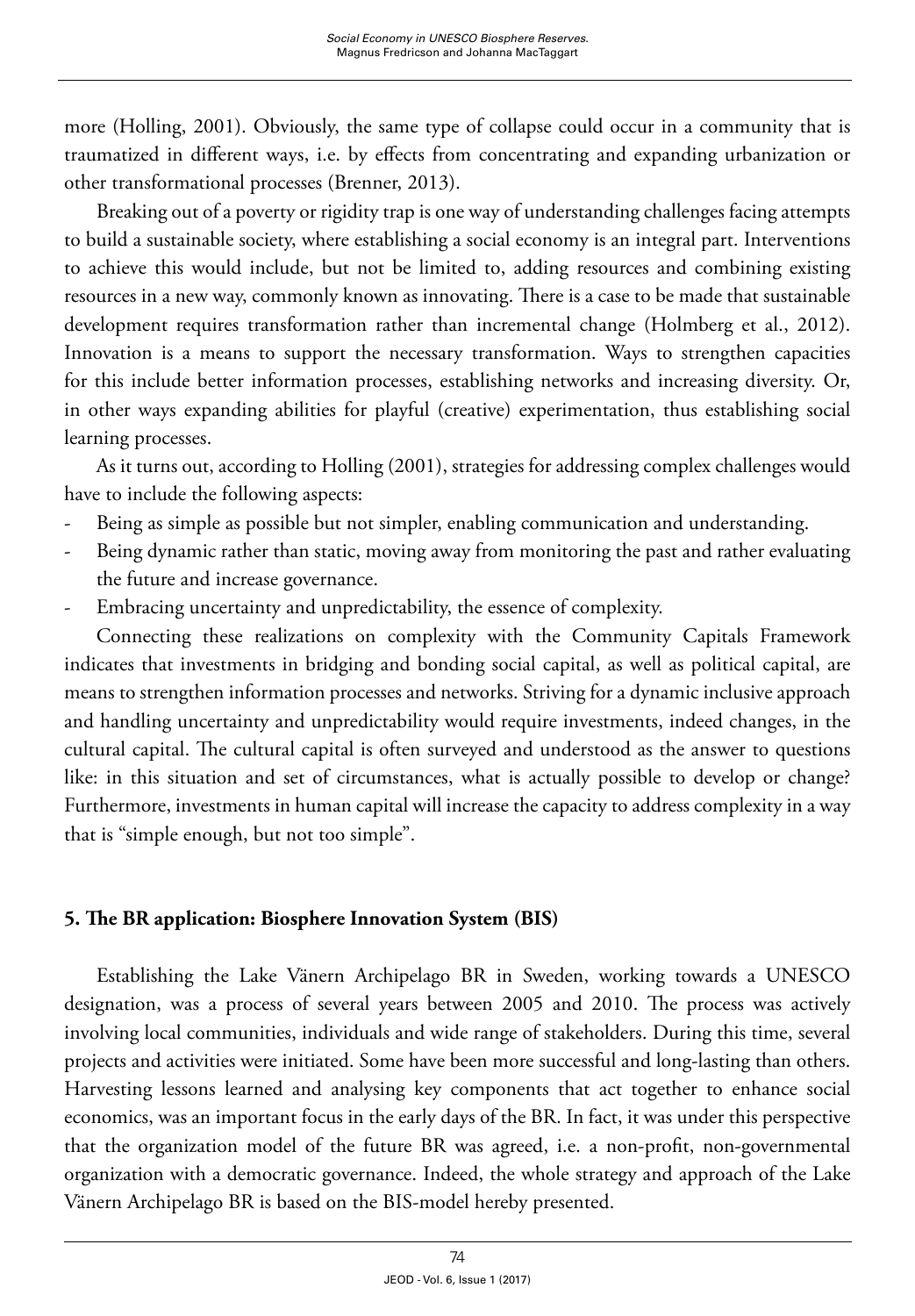more (Holling, 2001). Obviously, the same type of collapse could occur in a community that is traumatized in different ways, i.e. by effects from concentrating and expanding urbanization or other transformational processes (Brenner, 2013).

Breaking out of a poverty or rigidity trap is one way of understanding challenges facing attempts to build a sustainable society, where establishing a social economy is an integral part. Interventions to achieve this would include, but not be limited to, adding resources and combining existing resources in a new way, commonly known as innovating. There is a case to be made that sustainable development requires transformation rather than incremental change (Holmberg et al., 2012). Innovation is a means to support the necessary transformation. Ways to strengthen capacities for this include better information processes, establishing networks and increasing diversity. Or, in other ways expanding abilities for playful (creative) experimentation, thus establishing social learning processes.

As it turns out, according to Holling (2001), strategies for addressing complex challenges would have to include the following aspects:

- Being as simple as possible but not simpler, enabling communication and understanding.
- Being dynamic rather than static, moving away from monitoring the past and rather evaluating the future and increase governance.
- Embracing uncertainty and unpredictability, the essence of complexity.

Connecting these realizations on complexity with the Community Capitals Framework indicates that investments in bridging and bonding social capital, as well as political capital, are means to strengthen information processes and networks. Striving for a dynamic inclusive approach and handling uncertainty and unpredictability would require investments, indeed changes, in the cultural capital. The cultural capital is often surveyed and understood as the answer to questions like: in this situation and set of circumstances, what is actually possible to develop or change? Furthermore, investments in human capital will increase the capacity to address complexity in a way that is "simple enough, but not too simple".

## 5. The BR application: Biosphere Innovation System (BIS)

Establishing the Lake Vänern Archipelago BR in Sweden, working towards a UNESCO designation, was a process of several years between 2005 and 2010. The process was actively involving local communities, individuals and wide range of stakeholders. During this time, several projects and activities were initiated. Some have been more successful and long-lasting than others. Harvesting lessons learned and analysing key components that act together to enhance social economics, was an important focus in the early days of the BR. In fact, it was under this perspective that the organization model of the future BR was agreed, i.e. a non-profit, non-governmental organization with a democratic governance. Indeed, the whole strategy and approach of the Lake Vänern Archipelago BR is based on the BIS-model hereby presented.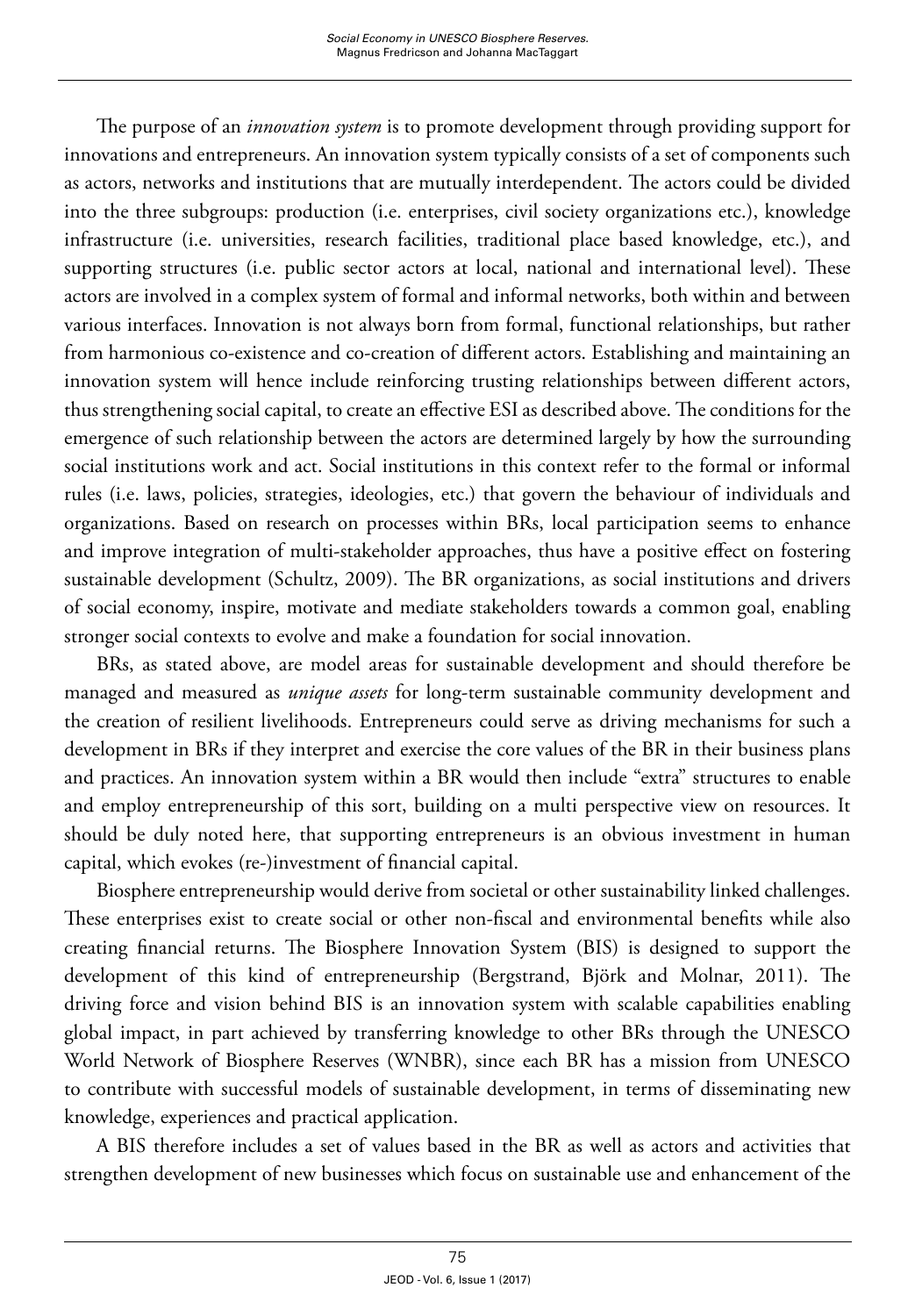The purpose of an *innovation system* is to promote development through providing support for innovations and entrepreneurs. An innovation system typically consists of a set of components such as actors, networks and institutions that are mutually interdependent. The actors could be divided into the three subgroups: production (i.e. enterprises, civil society organizations etc.), knowledge infrastructure (i.e. universities, research facilities, traditional place based knowledge, etc.), and supporting structures (i.e. public sector actors at local, national and international level). These actors are involved in a complex system of formal and informal networks, both within and between various interfaces. Innovation is not always born from formal, functional relationships, but rather from harmonious co-existence and co-creation of different actors. Establishing and maintaining an innovation system will hence include reinforcing trusting relationships between different actors, thus strengthening social capital, to create an effective ESI as described above. The conditions for the emergence of such relationship between the actors are determined largely by how the surrounding social institutions work and act. Social institutions in this context refer to the formal or informal rules (i.e. laws, policies, strategies, ideologies, etc.) that govern the behaviour of individuals and organizations. Based on research on processes within BRs, local participation seems to enhance and improve integration of multi-stakeholder approaches, thus have a positive effect on fostering sustainable development (Schultz, 2009). The BR organizations, as social institutions and drivers of social economy, inspire, motivate and mediate stakeholders towards a common goal, enabling stronger social contexts to evolve and make a foundation for social innovation.

BRs, as stated above, are model areas for sustainable development and should therefore be managed and measured as *unique assets* for long-term sustainable community development and the creation of resilient livelihoods. Entrepreneurs could serve as driving mechanisms for such a development in BRs if they interpret and exercise the core values of the BR in their business plans and practices. An innovation system within a BR would then include "extra" structures to enable and employ entrepreneurship of this sort, building on a multi perspective view on resources. It should be duly noted here, that supporting entrepreneurs is an obvious investment in human capital, which evokes (re-)investment of financial capital.

Biosphere entrepreneurship would derive from societal or other sustainability linked challenges. These enterprises exist to create social or other non-fiscal and environmental benefits while also creating financial returns. The Biosphere Innovation System (BIS) is designed to support the development of this kind of entrepreneurship (Bergstrand, Björk and Molnar, 2011). The driving force and vision behind BIS is an innovation system with scalable capabilities enabling global impact, in part achieved by transferring knowledge to other BRs through the UNESCO World Network of Biosphere Reserves (WNBR), since each BR has a mission from UNESCO to contribute with successful models of sustainable development, in terms of disseminating new knowledge, experiences and practical application.

A BIS therefore includes a set of values based in the BR as well as actors and activities that strengthen development of new businesses which focus on sustainable use and enhancement of the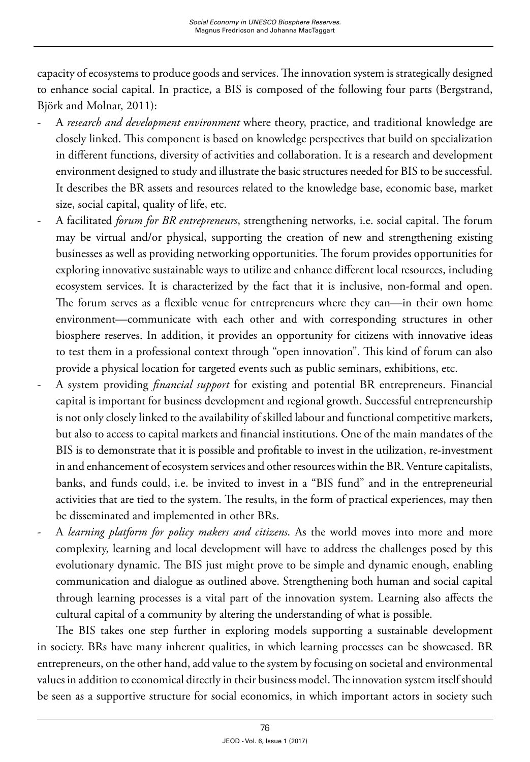capacity of ecosystems to produce goods and services. The innovation system is strategically designed to enhance social capital. In practice, a BIS is composed of the following four parts (Bergstrand, Björk and Molnar, 2011):

- A *research and development environment* where theory, practice, and traditional knowledge are closely linked. This component is based on knowledge perspectives that build on specialization in different functions, diversity of activities and collaboration. It is a research and development environment designed to study and illustrate the basic structures needed for BIS to be successful. It describes the BR assets and resources related to the knowledge base, economic base, market size, social capital, quality of life, etc.
- A facilitated *forum for BR entrepreneurs*, strengthening networks, i.e. social capital. The forum may be virtual and/or physical, supporting the creation of new and strengthening existing businesses as well as providing networking opportunities. The forum provides opportunities for exploring innovative sustainable ways to utilize and enhance different local resources, including ecosystem services. It is characterized by the fact that it is inclusive, non-formal and open. The forum serves as a flexible venue for entrepreneurs where they can—in their own home environment—communicate with each other and with corresponding structures in other biosphere reserves. In addition, it provides an opportunity for citizens with innovative ideas to test them in a professional context through "open innovation". This kind of forum can also provide a physical location for targeted events such as public seminars, exhibitions, etc.
- A system providing *financial support* for existing and potential BR entrepreneurs. Financial capital is important for business development and regional growth. Successful entrepreneurship is not only closely linked to the availability of skilled labour and functional competitive markets, but also to access to capital markets and financial institutions. One of the main mandates of the BIS is to demonstrate that it is possible and profitable to invest in the utilization, re-investment in and enhancement of ecosystem services and other resources within the BR. Venture capitalists, banks, and funds could, i.e. be invited to invest in a "BIS fund" and in the entrepreneurial activities that are tied to the system. The results, in the form of practical experiences, may then be disseminated and implemented in other BRs.
- A *learning platform for policy makers and citizens*. As the world moves into more and more complexity, learning and local development will have to address the challenges posed by this evolutionary dynamic. The BIS just might prove to be simple and dynamic enough, enabling communication and dialogue as outlined above. Strengthening both human and social capital through learning processes is a vital part of the innovation system. Learning also affects the cultural capital of a community by altering the understanding of what is possible.

The BIS takes one step further in exploring models supporting a sustainable development in society. BRs have many inherent qualities, in which learning processes can be showcased. BR entrepreneurs, on the other hand, add value to the system by focusing on societal and environmental values in addition to economical directly in their business model. The innovation system itself should be seen as a supportive structure for social economics, in which important actors in society such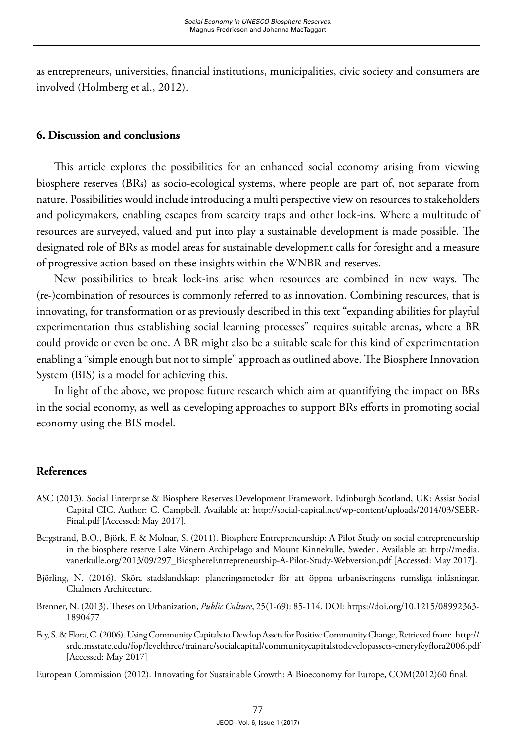as entrepreneurs, universities, financial institutions, municipalities, civic society and consumers are involved (Holmberg et al., 2012).

## 6. Discussion and conclusions

This article explores the possibilities for an enhanced social economy arising from viewing biosphere reserves (BRs) as socio-ecological systems, where people are part of, not separate from nature. Possibilities would include introducing a multi perspective view on resources to stakeholders and policymakers, enabling escapes from scarcity traps and other lock-ins. Where a multitude of resources are surveyed, valued and put into play a sustainable development is made possible. The designated role of BRs as model areas for sustainable development calls for foresight and a measure of progressive action based on these insights within the WNBR and reserves.

New possibilities to break lock-ins arise when resources are combined in new ways. The (re-)combination of resources is commonly referred to as innovation. Combining resources, that is innovating, for transformation or as previously described in this text "expanding abilities for playful experimentation thus establishing social learning processes" requires suitable arenas, where a BR could provide or even be one. A BR might also be a suitable scale for this kind of experimentation enabling a "simple enough but not to simple" approach as outlined above. The Biosphere Innovation System (BIS) is a model for achieving this.

In light of the above, we propose future research which aim at quantifying the impact on BRs in the social economy, as well as developing approaches to support BRs efforts in promoting social economy using the BIS model.

## References

ASC (2013). Social Enterprise & Biosphere Reserves Development Framework. Edinburgh Scotland, UK: Assist Social Capital CIC. Author: C. Campbell. Available at: http://social-capital.net/wp-content/uploads/2014/03/SEBR-Final.pdf [Accessed: May 2017].

Bergstrand, B.O., Björk, F. & Molnar, S. (2011). Biosphere Entrepreneurship: A Pilot Study on social entrepreneurship in the biosphere reserve Lake Vänern Archipelago and Mount Kinnekulle, Sweden. Available at: http://media.vanerkulle.org/2013/09/297_BiosphereEntrepreneurship-A-Pilot-Study-Webversion.pdf [Accessed: May 2017].

Björling, N. (2016). Sköra stadslandskap: planeringsmetoder för att öppna urbaniseringens rumsliga inlåsningar. Chalmers Architecture.

Brenner, N. (2013). Theses on Urbanization, *Public Culture*, 25(1-69): 85-114. DOI: https://doi.org/10.1215/08992363-1890477

Fey, S. & Flora, C. (2006). Using Community Capitals to Develop Assets for Positive Community Change, Retrieved from: http://srdc.msstate.edu/fop/levelthree/trainarc/socialcapital/communitycapitalstodevelopassets-emeryfeyflora2006.pdf [Accessed: May 2017]

European Commission (2012). Innovating for Sustainable Growth: A Bioeconomy for Europe, COM(2012)60 final.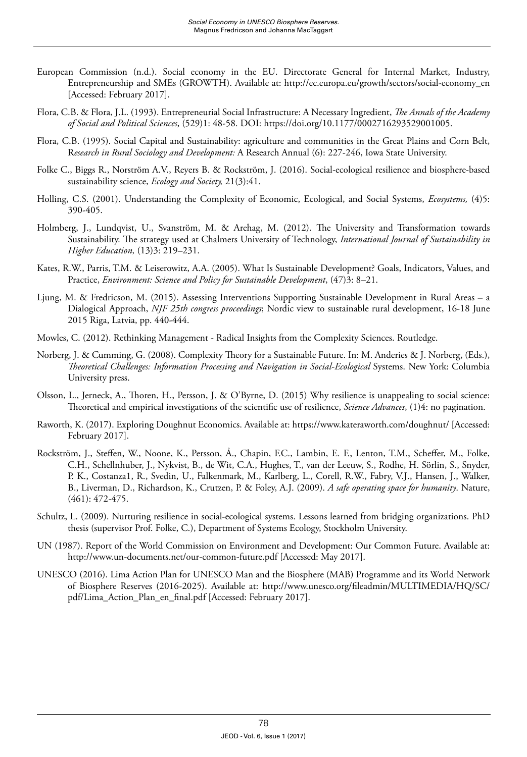European Commission (n.d.). Social economy in the EU. Directorate General for Internal Market, Industry, Entrepreneurship and SMEs (GROWTH). Available at: http://ec.europa.eu/growth/sectors/social-economy_en [Accessed: February 2017].

Flora, C.B. & Flora, J.L. (1993). Entrepreneurial Social Infrastructure: A Necessary Ingredient, *The Annals of the Academy of Social and Political Sciences*, (529)1: 48-58. DOI: https://doi.org/10.1177/0002716293529001005.

Flora, C.B. (1995). Social Capital and Sustainability: agriculture and communities in the Great Plains and Corn Belt, R*esearch in Rural Sociology and Development:* A Research Annual (6): 227-246, Iowa State University.

Folke C., Biggs R., Norström A.V., Reyers B. & Rockström, J. (2016). Social-ecological resilience and biosphere-based sustainability science, *Ecology and Society,* 21(3):41.

Holling, C.S. (2001). Understanding the Complexity of Economic, Ecological, and Social Systems, *Ecosystems,* (4)5: 390-405.

Holmberg, J., Lundqvist, U., Svanström, M. & Arehag, M. (2012). The University and Transformation towards Sustainability. The strategy used at Chalmers University of Technology, *International Journal of Sustainability in Higher Education,* (13)3: 219–231.

Kates, R.W., Parris, T.M. & Leiserowitz, A.A. (2005). What Is Sustainable Development? Goals, Indicators, Values, and Practice, *Environment: Science and Policy for Sustainable Development*, (47)3: 8–21.

Ljung, M. & Fredricson, M. (2015). Assessing Interventions Supporting Sustainable Development in Rural Areas – a Dialogical Approach, *NJF 25th congress proceedings*; Nordic view to sustainable rural development, 16-18 June 2015 Riga, Latvia, pp. 440-444.

Mowles, C. (2012). Rethinking Management - Radical Insights from the Complexity Sciences. Routledge.

Norberg, J. & Cumming, G. (2008). Complexity Theory for a Sustainable Future. In: M. Anderies & J. Norberg, (Eds.), *Theoretical Challenges: Information Processing and Navigation in Social-Ecological* Systems. New York: Columbia University press.

Olsson, L., Jerneck, A., Thoren, H., Persson, J. & O'Byrne, D. (2015) Why resilience is unappealing to social science: Theoretical and empirical investigations of the scientific use of resilience, *Science Advances*, (1)4: no pagination.

Raworth, K. (2017). Exploring Doughnut Economics. Available at: https://www.kateraworth.com/doughnut/ [Accessed: February 2017].

Rockström, J., Steffen, W., Noone, K., Persson, Å., Chapin, F.C., Lambin, E. F., Lenton, T.M., Scheffer, M., Folke, C.H., Schellnhuber, J., Nykvist, B., de Wit, C.A., Hughes, T., van der Leeuw, S., Rodhe, H. Sörlin, S., Snyder, P. K., Costanza1, R., Svedin, U., Falkenmark, M., Karlberg, L., Corell, R.W., Fabry, V.J., Hansen, J., Walker, B., Liverman, D., Richardson, K., Crutzen, P. & Foley, A.J. (2009). *A safe operating space for humanity*. Nature, (461): 472-475.

Schultz, L. (2009). Nurturing resilience in social-ecological systems. Lessons learned from bridging organizations. PhD thesis (supervisor Prof. Folke, C.), Department of Systems Ecology, Stockholm University.

UN (1987). Report of the World Commission on Environment and Development: Our Common Future. Available at: http://www.un-documents.net/our-common-future.pdf [Accessed: May 2017].

UNESCO (2016). Lima Action Plan for UNESCO Man and the Biosphere (MAB) Programme and its World Network of Biosphere Reserves (2016-2025). Available at: http://www.unesco.org/fileadmin/MULTIMEDIA/HQ/SC/pdf/Lima_Action_Plan_en_final.pdf [Accessed: February 2017].